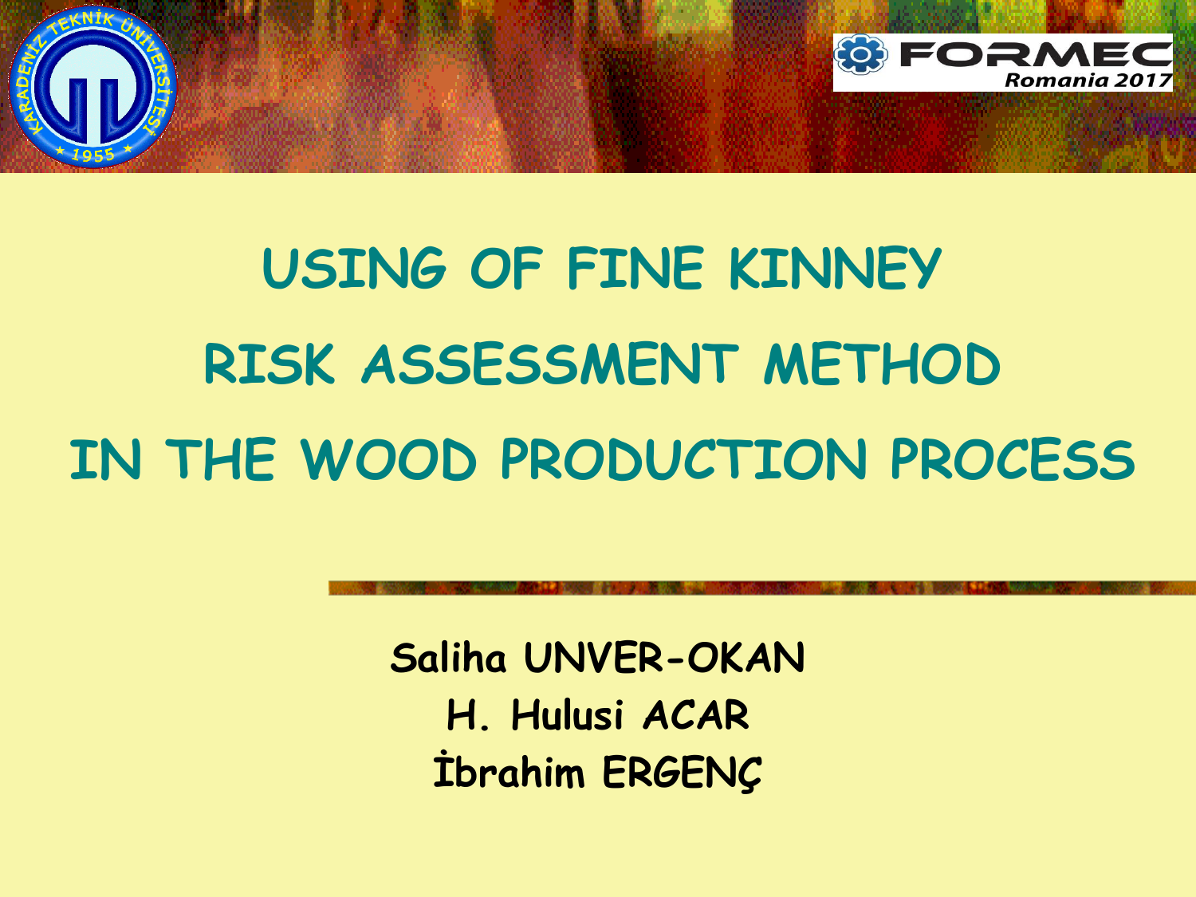# USING OF FINE KINNEY RISK ASSESSMENT METHOD IN THE WOOD PRODUCTION PROCESS

FORMEC Romania 2017

**Saliha UNVER-OKAN**
**H. Hulusi ACAR**
**İbrahim ERGENÇ**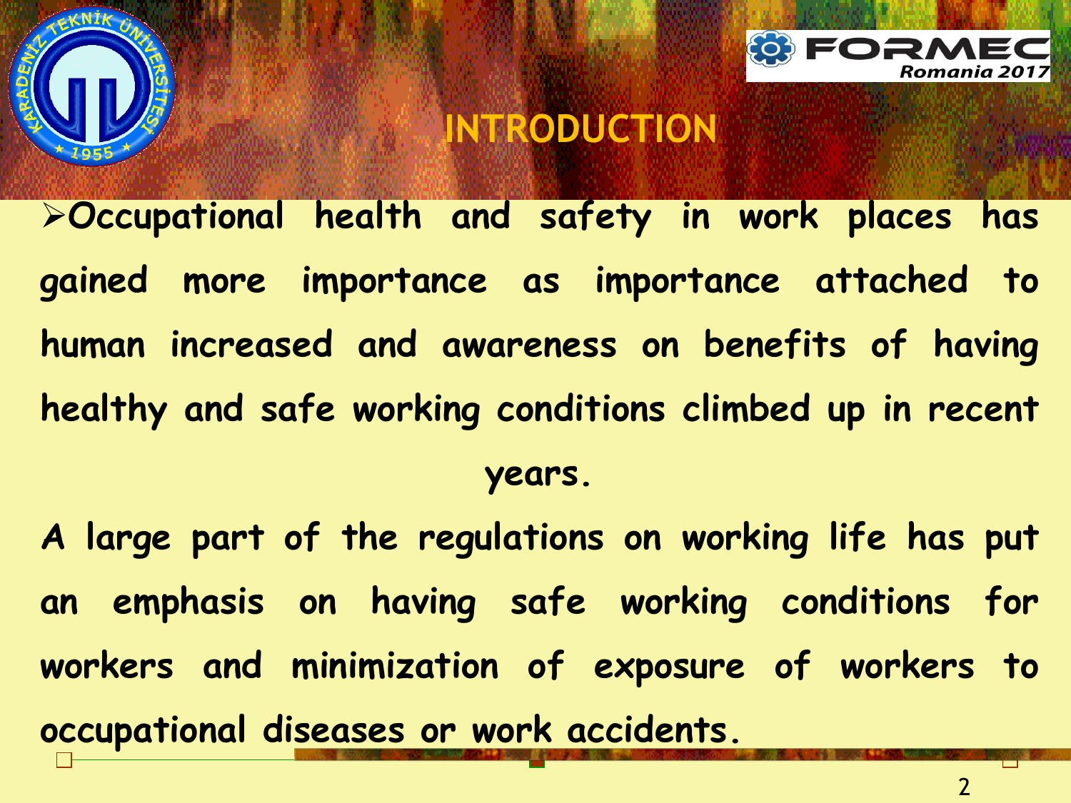# INTRODUCTION

- Occupational health and safety in work places has gained more importance as importance attached to human increased and awareness on benefits of having healthy and safe working conditions climbed up in recent years.

A large part of the regulations on working life has put an emphasis on having safe working conditions for workers and minimization of exposure of workers to occupational diseases or work accidents.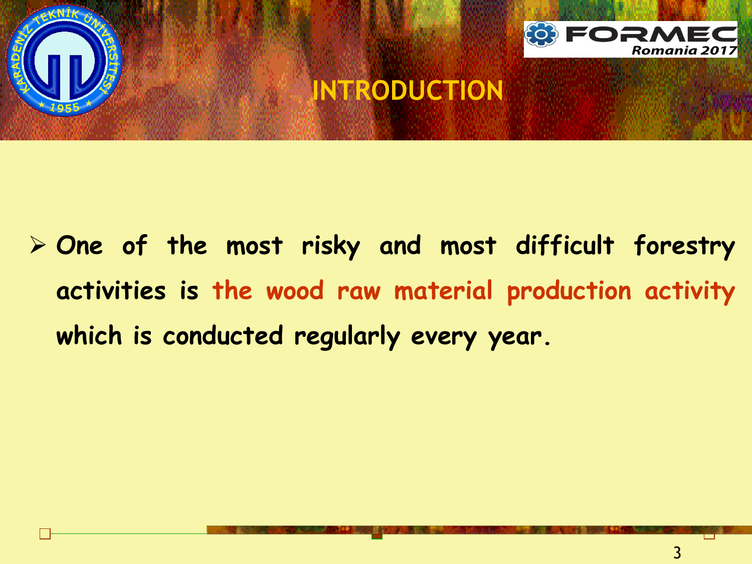# INTRODUCTION

- One of the most risky and most difficult forestry activities is the wood raw material production activity which is conducted regularly every year.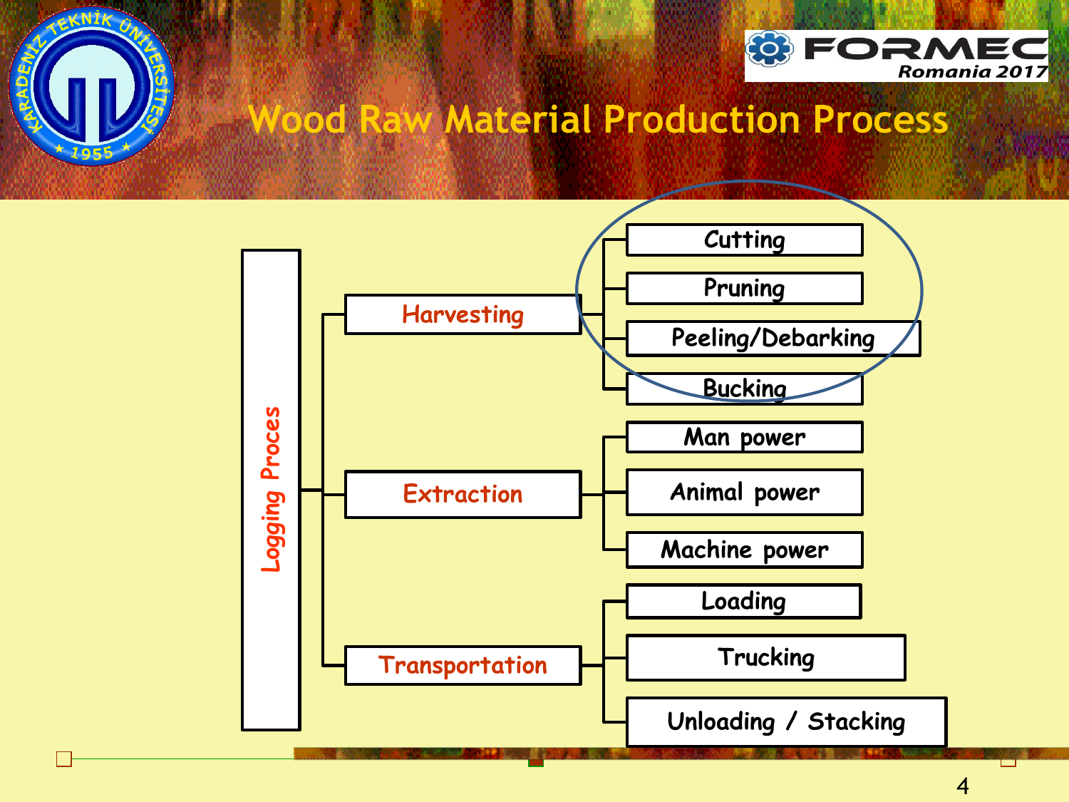# Wood Raw Material Production Process

- **Logging Proces**
  - **Harvesting**
    - Cutting
    - Pruning
    - Peeling/Debarking
    - Bucking
  - **Extraction**
    - Man power
    - Animal power
    - Machine power
  - **Transportation**
    - Loading
    - Trucking
    - Unloading / Stacking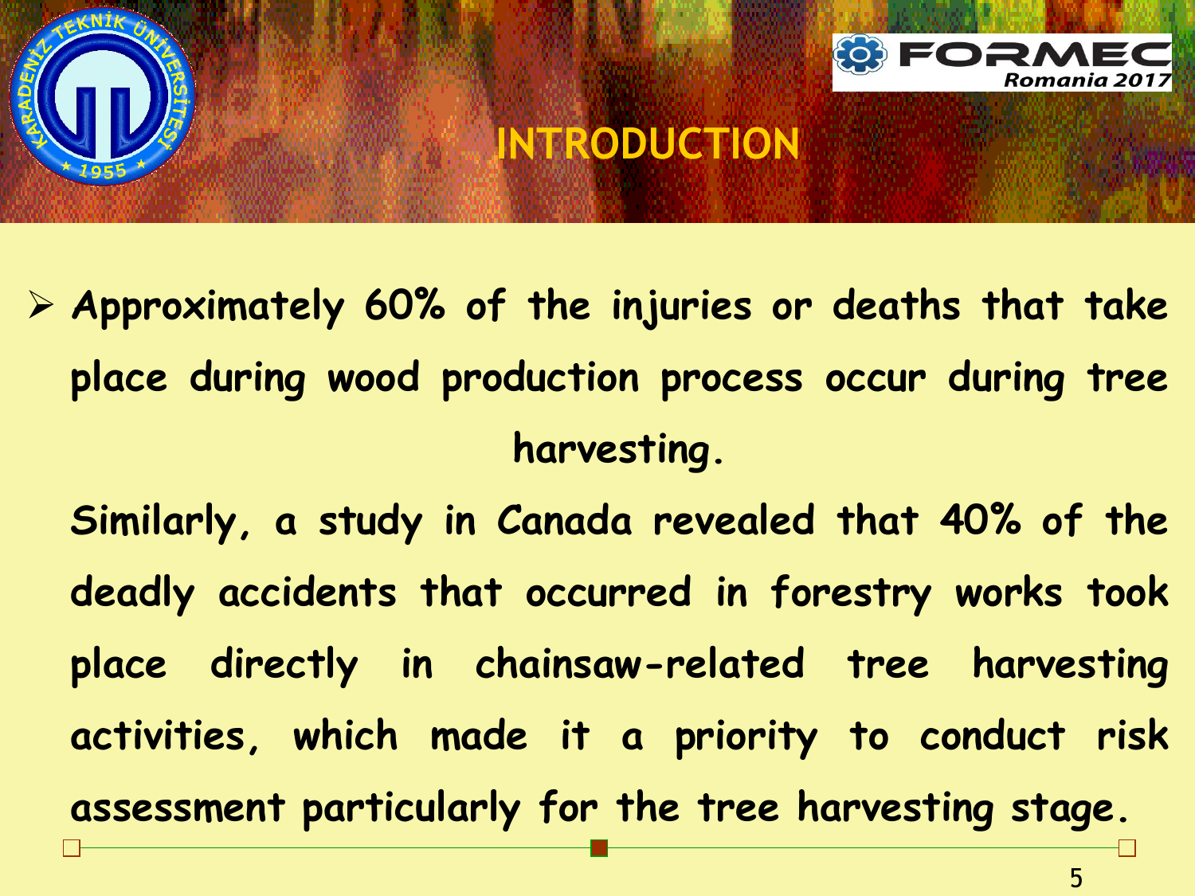# INTRODUCTION

- **Approximately 60% of the injuries or deaths that take place during wood production process occur during tree harvesting.**

  **Similarly, a study in Canada revealed that 40% of the deadly accidents that occurred in forestry works took place directly in chainsaw-related tree harvesting activities, which made it a priority to conduct risk assessment particularly for the tree harvesting stage.**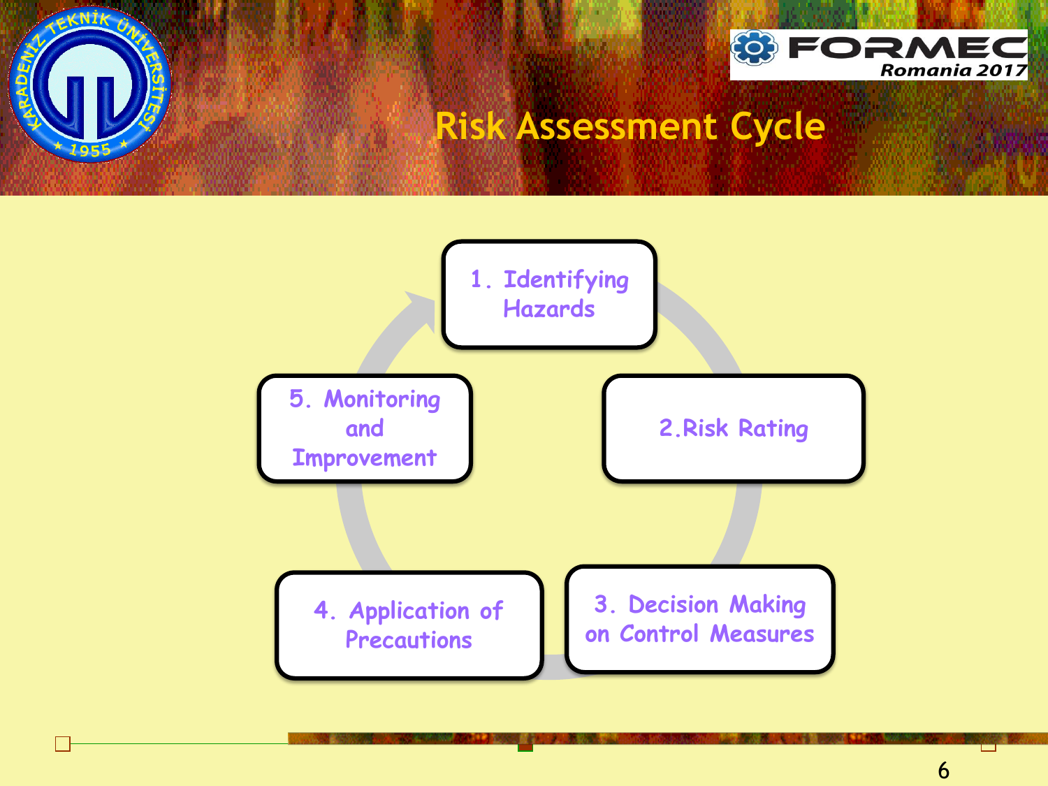# Risk Assessment Cycle

1. Identifying Hazards
2. Risk Rating
3. Decision Making on Control Measures
4. Application of Precautions
5. Monitoring and Improvement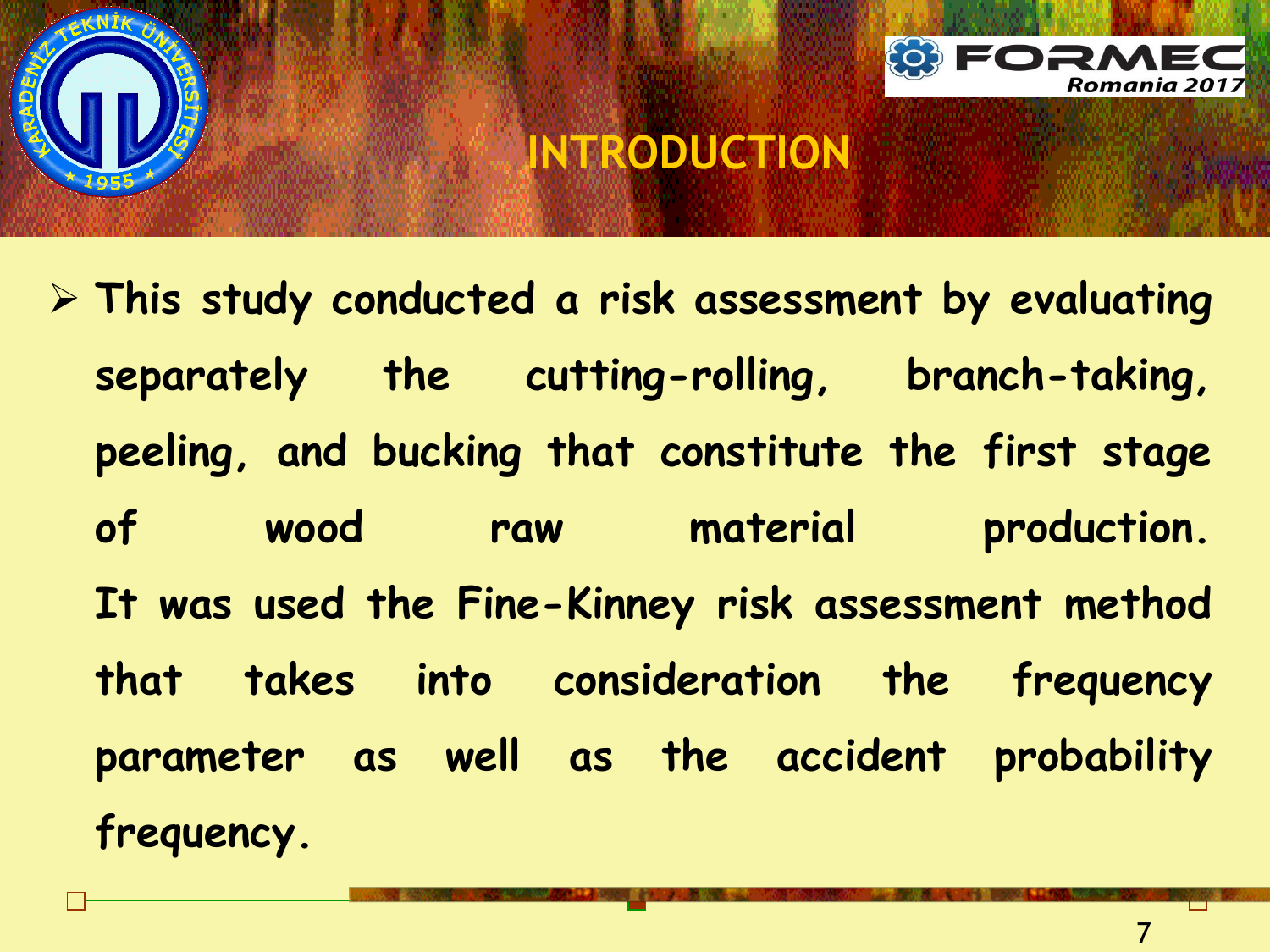# INTRODUCTION

- This study conducted a risk assessment by evaluating separately the cutting-rolling, branch-taking, peeling, and bucking that constitute the first stage of wood raw material production. It was used the Fine-Kinney risk assessment method that takes into consideration the frequency parameter as well as the accident probability frequency.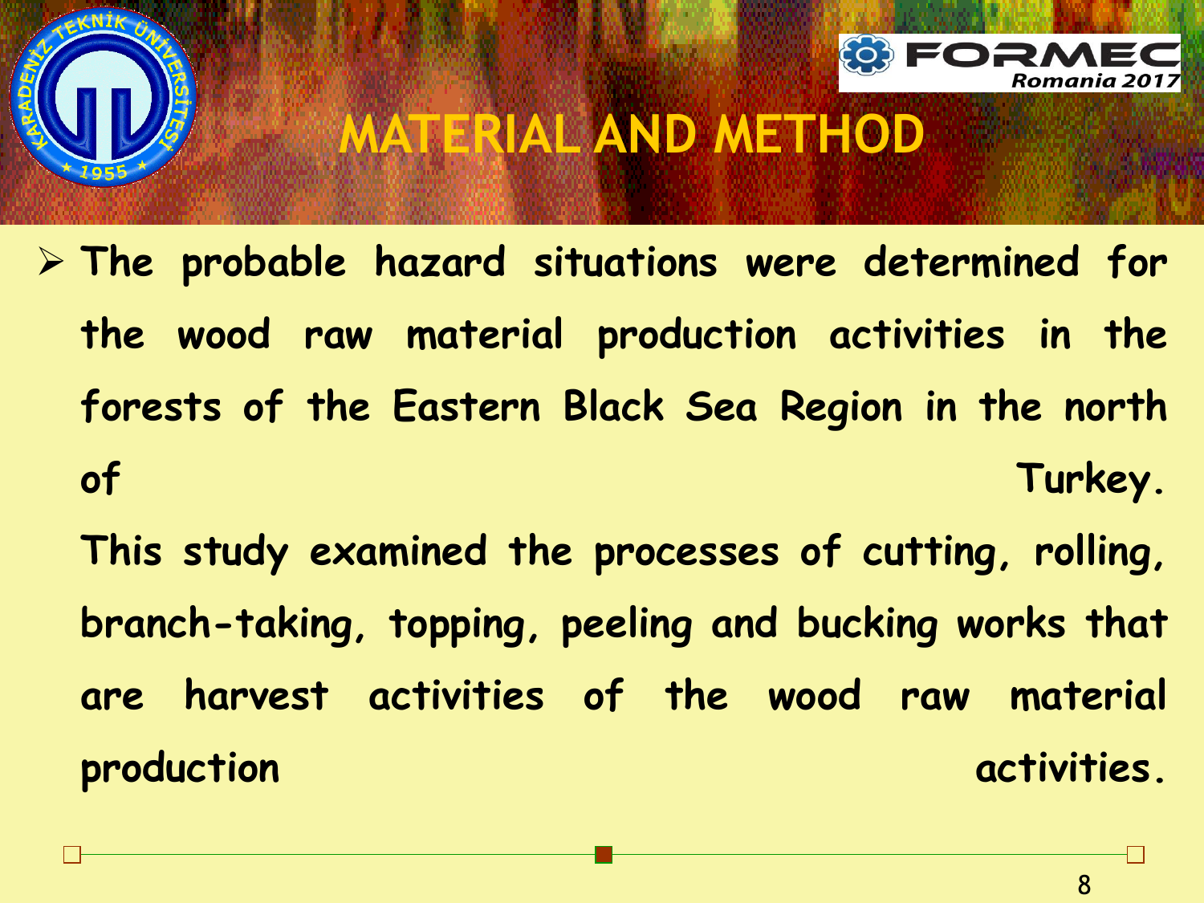# MATERIAL AND METHOD

- The probable hazard situations were determined for the wood raw material production activities in the forests of the Eastern Black Sea Region in the north of Turkey.

  This study examined the processes of cutting, rolling, branch-taking, topping, peeling and bucking works that are harvest activities of the wood raw material production activities.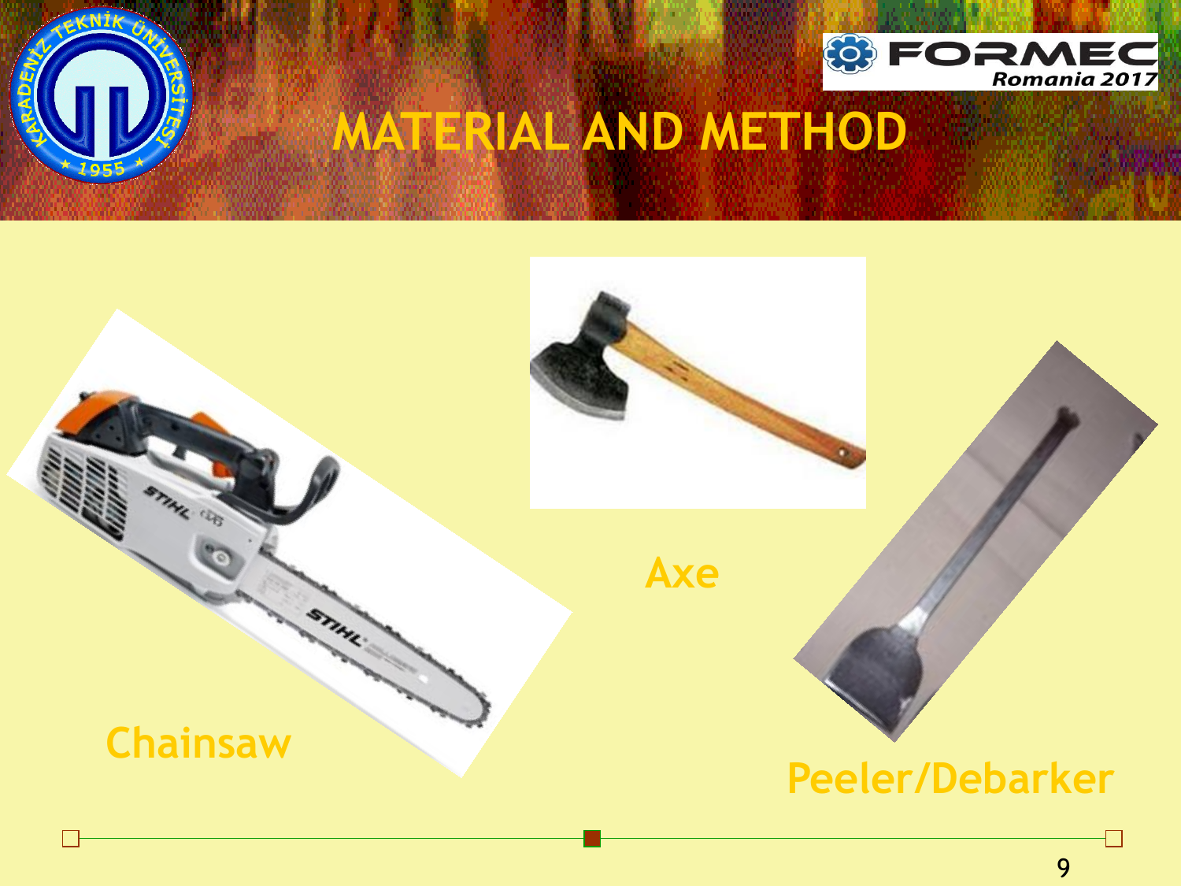# MATERIAL AND METHOD

Chainsaw

Axe

Peeler/Debarker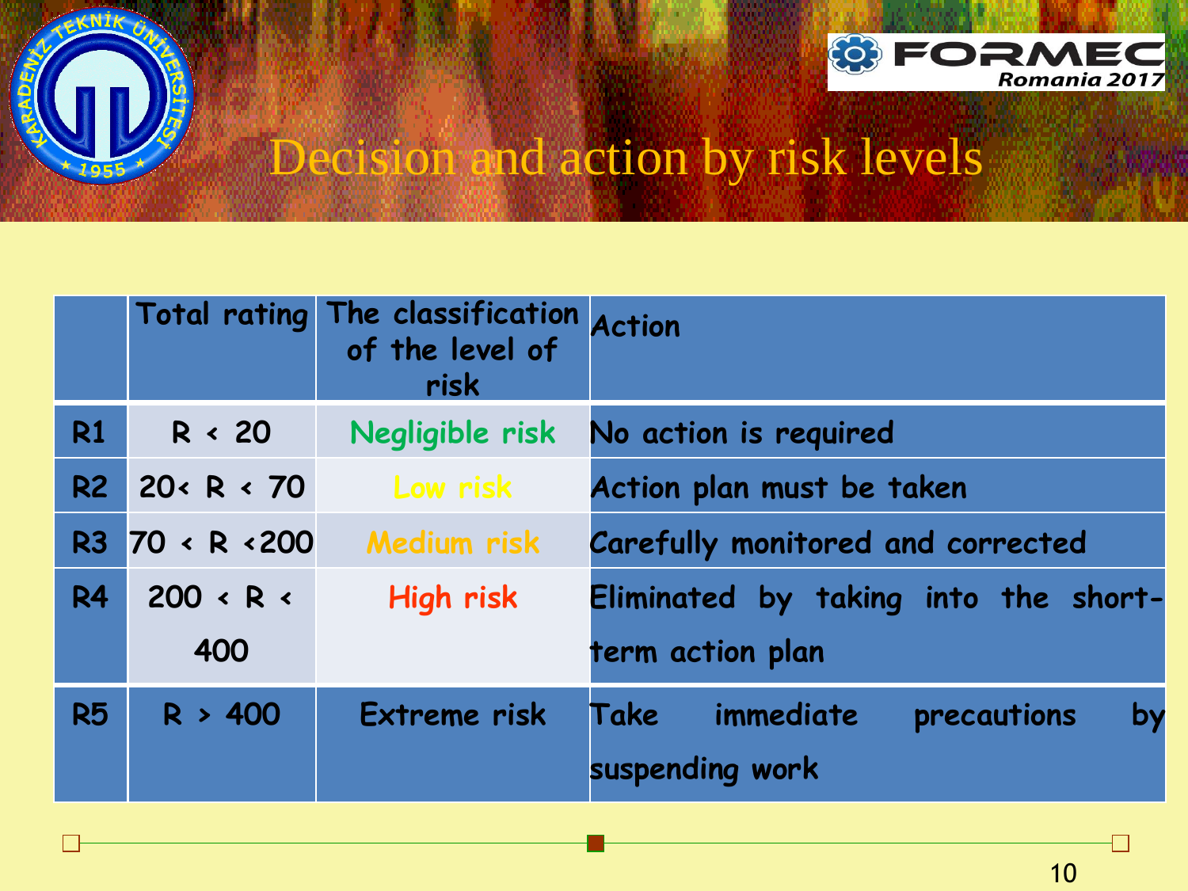# Decision and action by risk levels

| | Total rating | The classification of the level of risk | Action |
|---|---|---|---|
| R1 | R < 20 | Negligible risk | No action is required |
| R2 | 20< R < 70 | Low risk | Action plan must be taken |
| R3 | 70 < R <200 | Medium risk | Carefully monitored and corrected |
| R4 | 200 < R < 400 | High risk | Eliminated by taking into the short-term action plan |
| R5 | R > 400 | Extreme risk | Take immediate precautions by suspending work |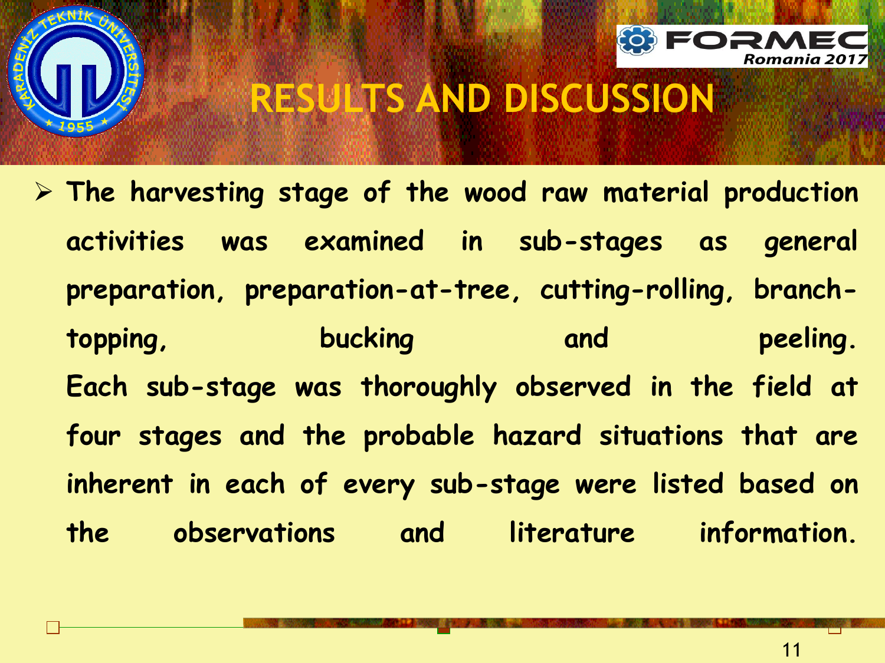# RESULTS AND DISCUSSION

- The harvesting stage of the wood raw material production activities was examined in sub-stages as general preparation, preparation-at-tree, cutting-rolling, branch-topping, bucking and peeling. Each sub-stage was thoroughly observed in the field at four stages and the probable hazard situations that are inherent in each of every sub-stage were listed based on the observations and literature information.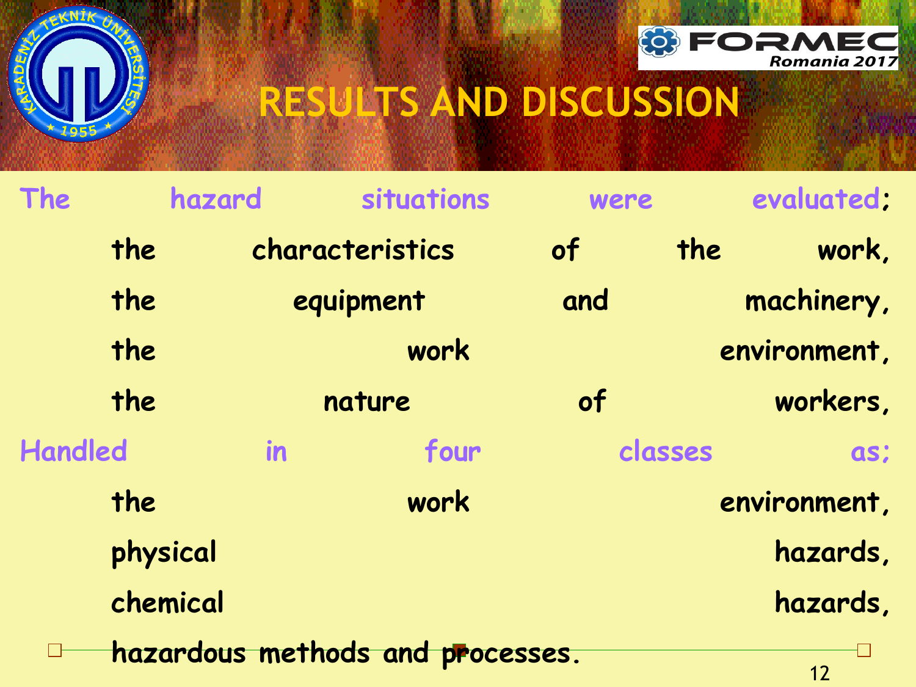# RESULTS AND DISCUSSION

The hazard situations were evaluated;

- the characteristics of the work,
- the equipment and machinery,
- the work environment,
- the nature of workers,

Handled in four classes as;

- the work environment,
- physical hazards,
- chemical hazards,
- hazardous methods and processes.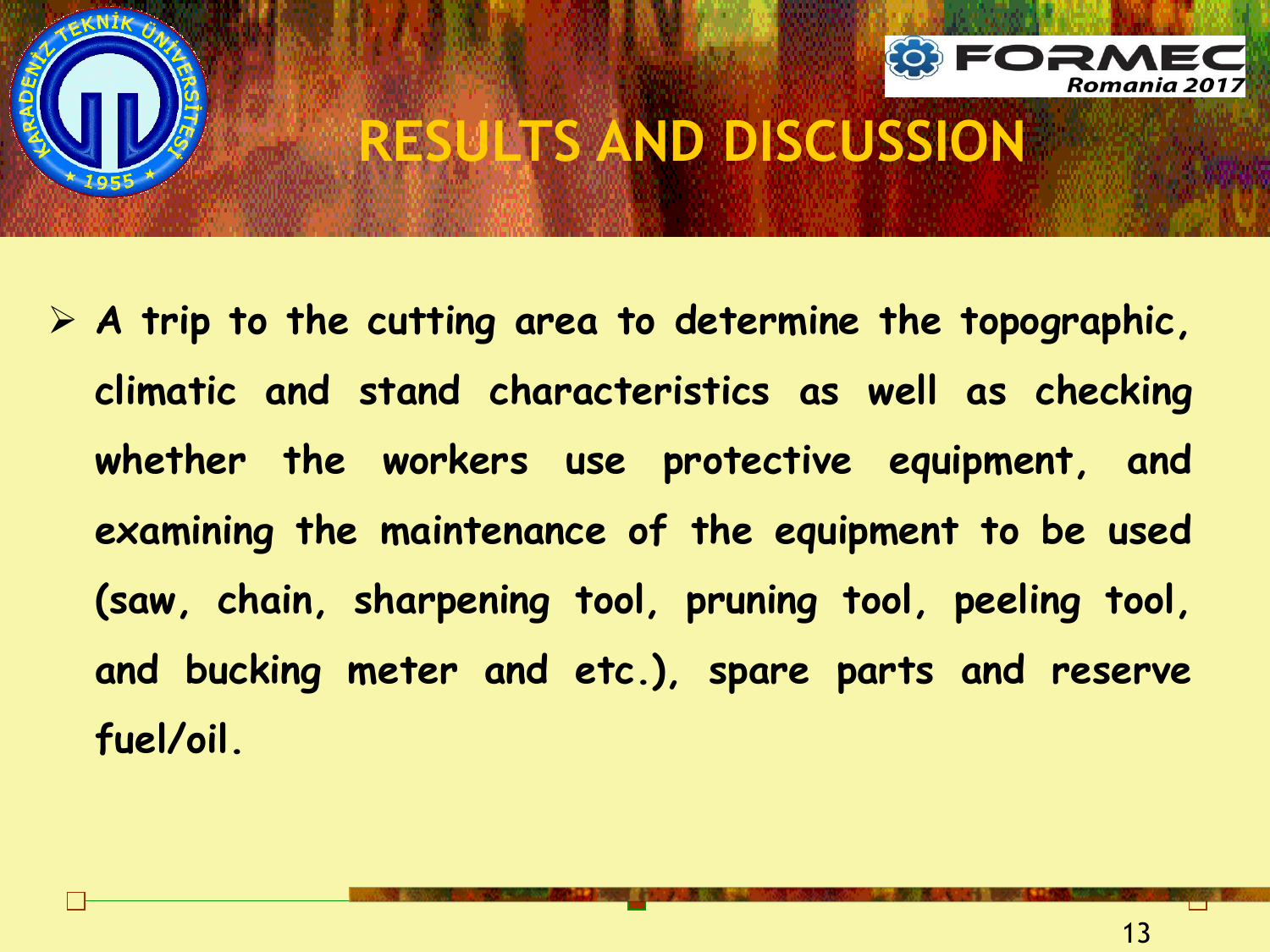# RESULTS AND DISCUSSION

- **A trip to the cutting area to determine the topographic, climatic and stand characteristics as well as checking whether the workers use protective equipment, and examining the maintenance of the equipment to be used (saw, chain, sharpening tool, pruning tool, peeling tool, and bucking meter and etc.), spare parts and reserve fuel/oil.**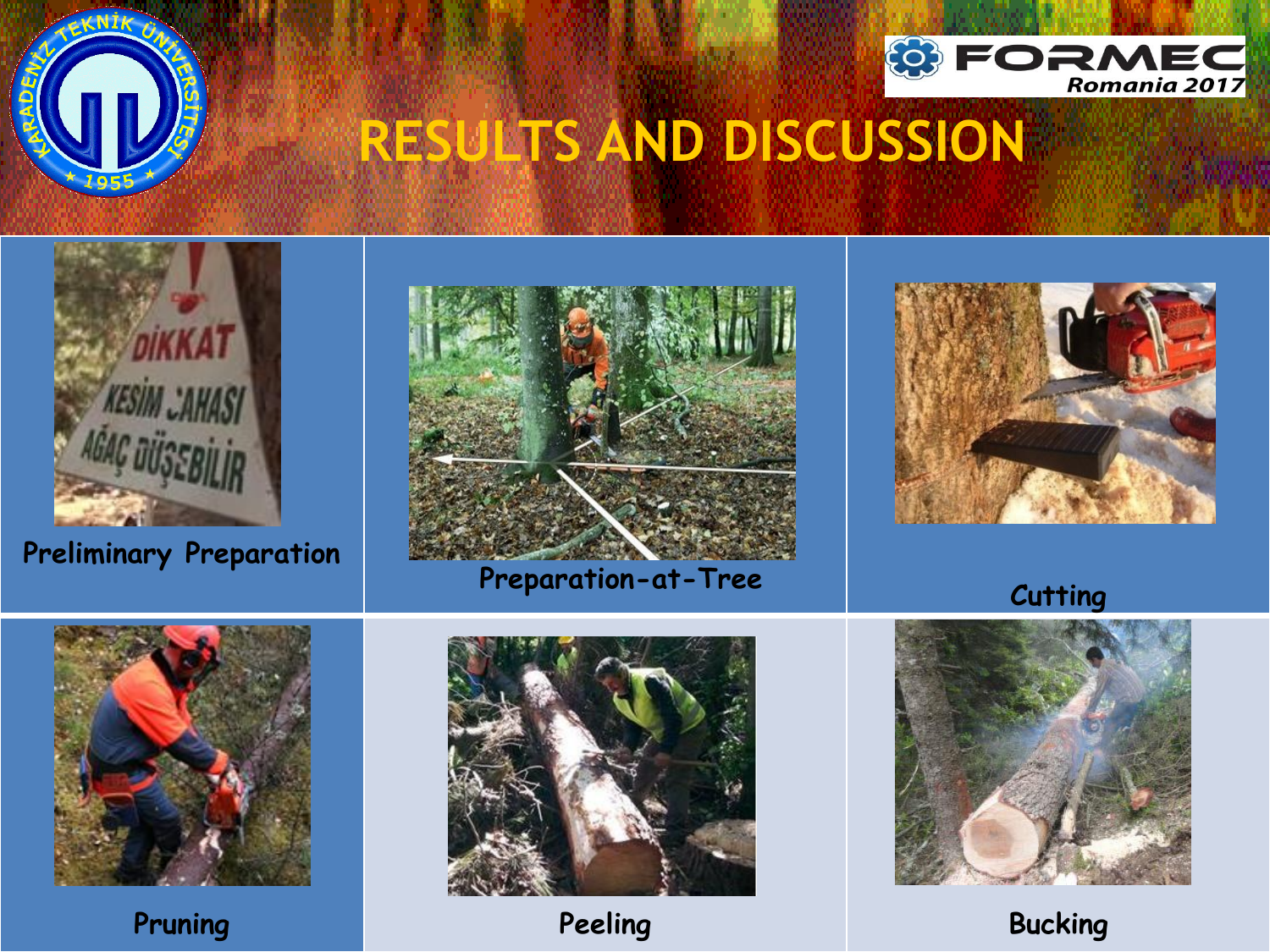# RESULTS AND DISCUSSION

Preliminary Preparation

Preparation-at-Tree

Cutting

Pruning

Peeling

Bucking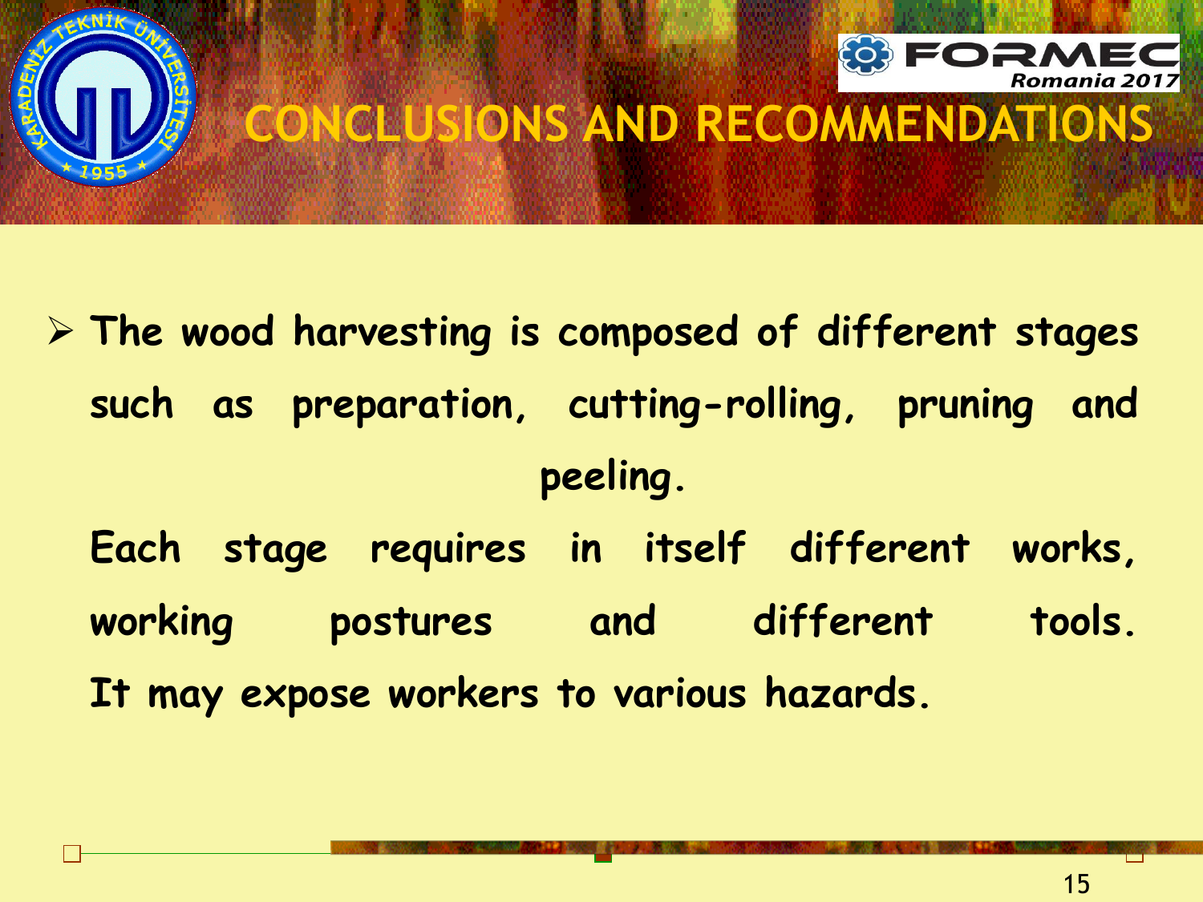# CONCLUSIONS AND RECOMMENDATIONS

- The wood harvesting is composed of different stages such as preparation, cutting-rolling, pruning and peeling.

  Each stage requires in itself different works, working postures and different tools. It may expose workers to various hazards.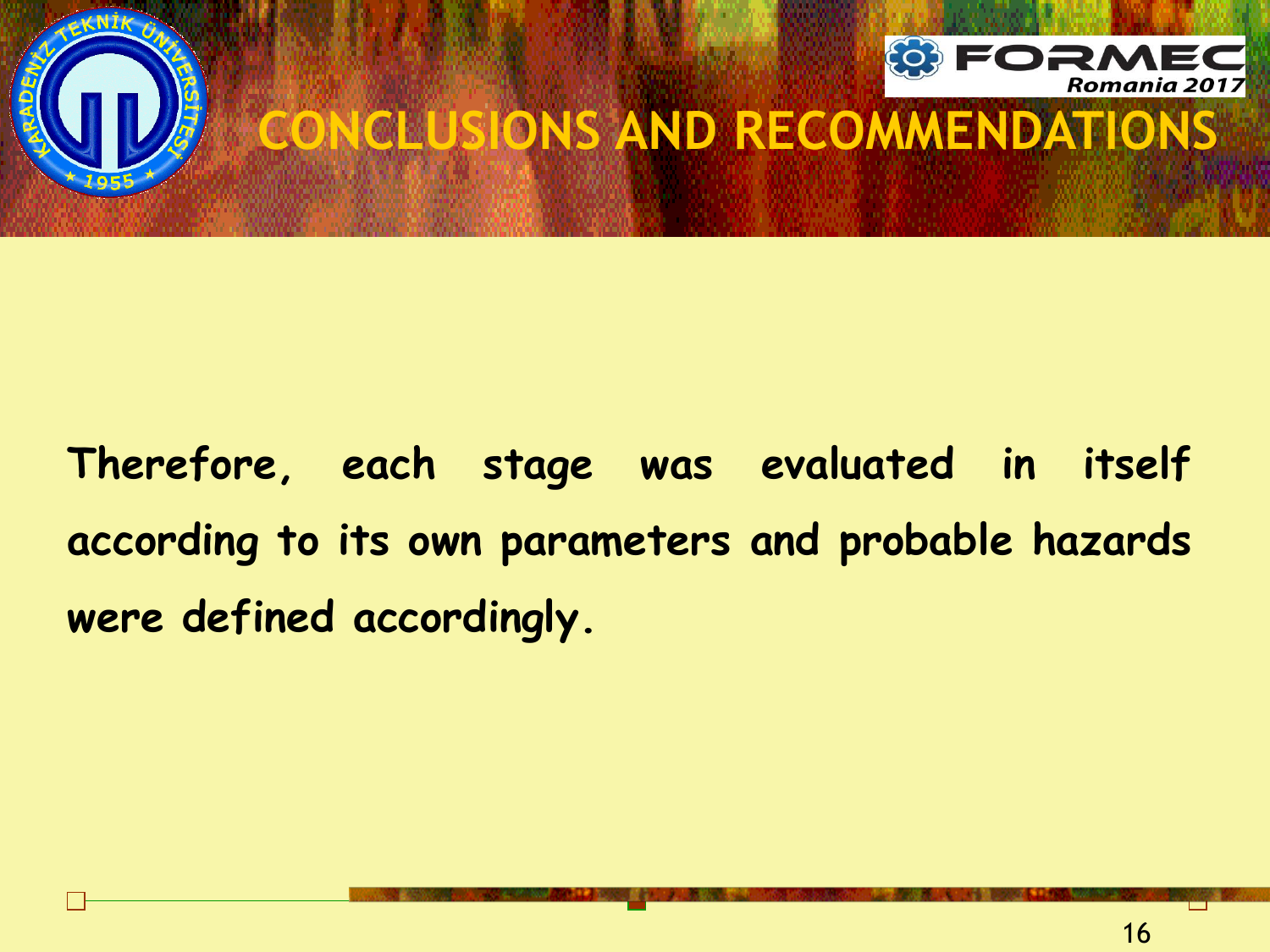# CONCLUSIONS AND RECOMMENDATIONS

**Therefore, each stage was evaluated in itself according to its own parameters and probable hazards were defined accordingly.**